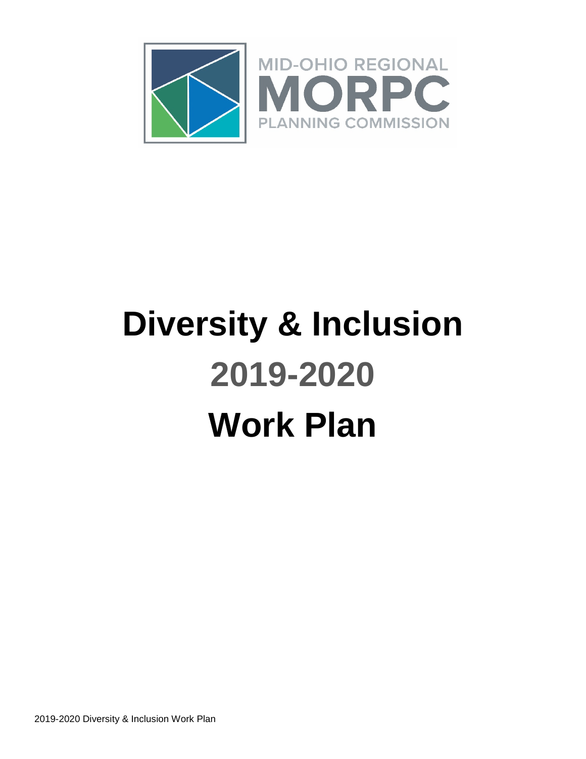MID-OHIO REGIONAL
MORPC
PLANNING COMMISSION

# Diversity & Inclusion
# 2019-2020
# Work Plan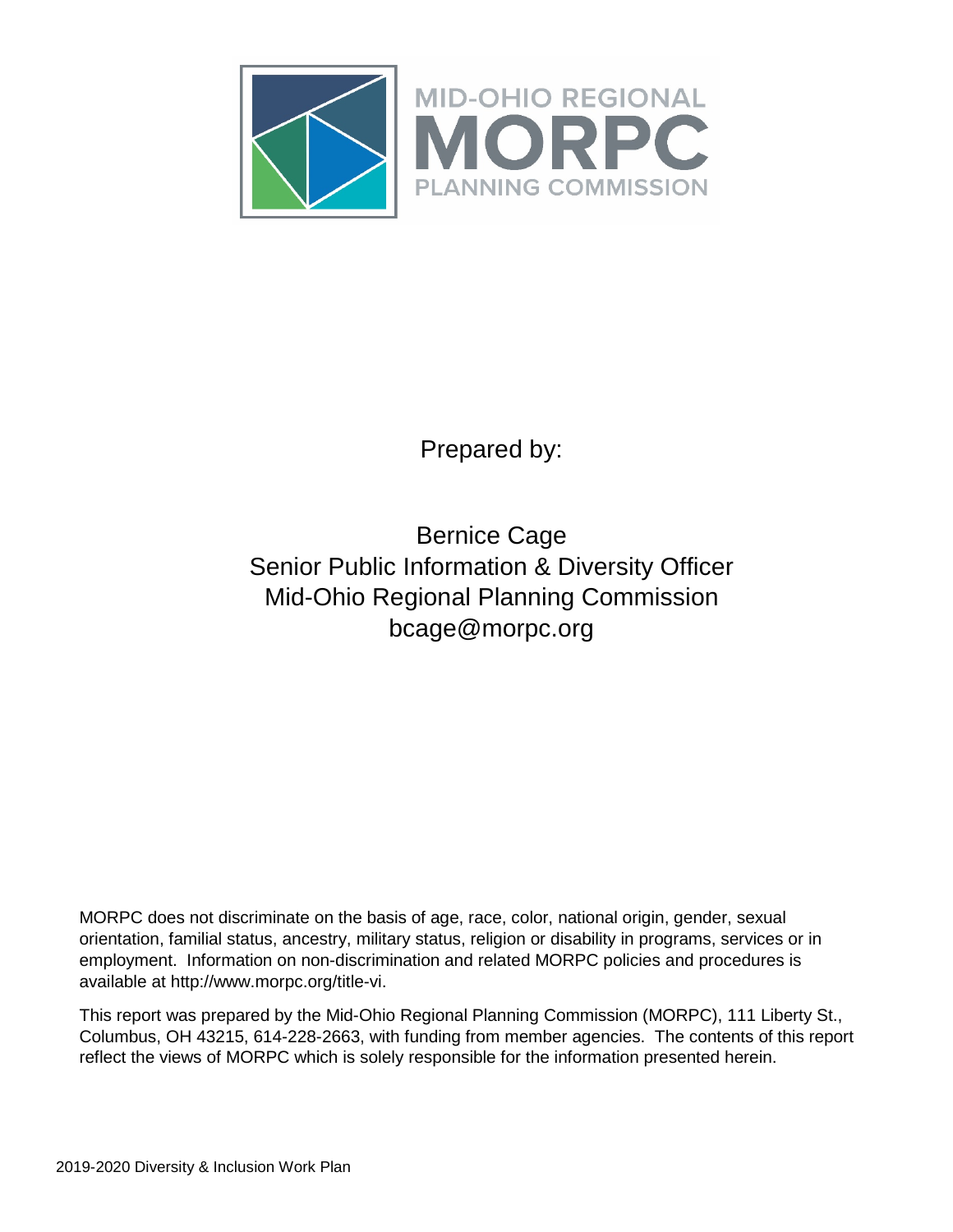MID-OHIO REGIONAL
MORPC
PLANNING COMMISSION

Prepared by:

Bernice Cage
Senior Public Information & Diversity Officer
Mid-Ohio Regional Planning Commission
bcage@morpc.org

MORPC does not discriminate on the basis of age, race, color, national origin, gender, sexual orientation, familial status, ancestry, military status, religion or disability in programs, services or in employment. Information on non-discrimination and related MORPC policies and procedures is available at http://www.morpc.org/title-vi.

This report was prepared by the Mid-Ohio Regional Planning Commission (MORPC), 111 Liberty St., Columbus, OH 43215, 614-228-2663, with funding from member agencies. The contents of this report reflect the views of MORPC which is solely responsible for the information presented herein.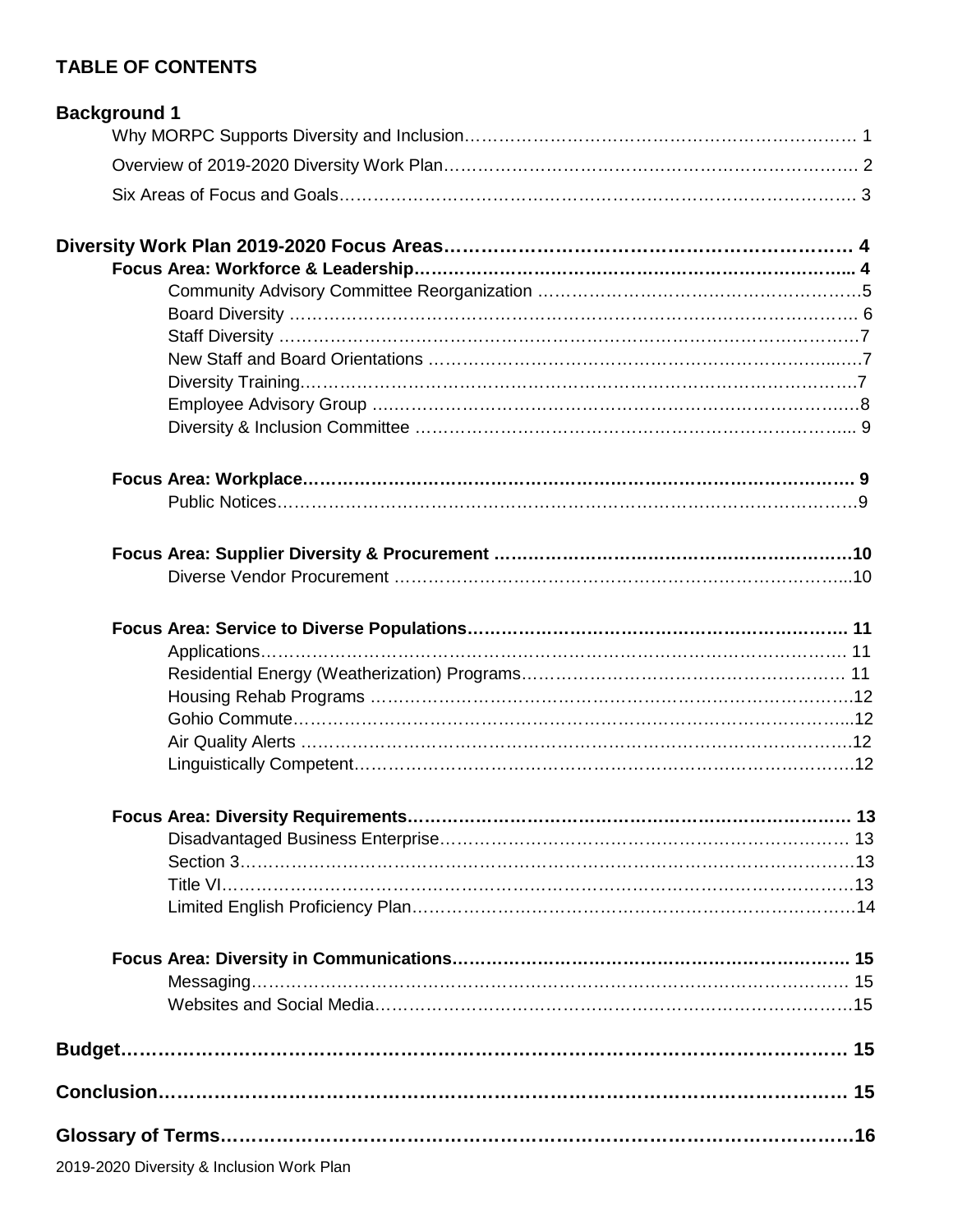## TABLE OF CONTENTS

**Background 1**

- Why MORPC Supports Diversity and Inclusion……………………………………………………… 1
- Overview of 2019-2020 Diversity Work Plan……………………………………………………… 2
- Six Areas of Focus and Goals……………………………………………………………………… 3

**Diversity Work Plan 2019-2020 Focus Areas………………………………………………………… 4**

- **Focus Area: Workforce & Leadership……………………………………………………………... 4**
  - Community Advisory Committee Reorganization ……………………………………………….5
  - Board Diversity ……………………………………………………………………………………. 6
  - Staff Diversity ……………………………………………………………………………………..7
  - New Staff and Board Orientations ……………………………………………………………...…7
  - Diversity Training…………………………………………………………………………………..7
  - Employee Advisory Group ………………………………………………………………………….8
  - Diversity & Inclusion Committee ……………………………………………………………….... 9

- **Focus Area: Workplace……………………………………………………………………………… 9**
  - Public Notices………………………………………………………………………………………..9

- **Focus Area: Supplier Diversity & Procurement …………………………………………………….10**
  - Diverse Vendor Procurement ……………………………………………………………………...10

- **Focus Area: Service to Diverse Populations…………………………………………………….. 11**
  - Applications……………………………………………………………………………………… 11
  - Residential Energy (Weatherization) Programs…………………………………………………. 11
  - Housing Rehab Programs ………………………………………………………………………..12
  - Gohio Commute………………………………………………………………………………….....12
  - Air Quality Alerts ………………………………………………………………………………….12
  - Linguistically Competent…………………………………………………………………………..12

- **Focus Area: Diversity Requirements………………………………………………………………… 13**
  - Disadvantaged Business Enterprise………………………………………………………………… 13
  - Section 3……………………………………………………………………………………………13
  - Title VI………………………………………………………………………………………………13
  - Limited English Proficiency Plan…………………………………………………………………….14

- **Focus Area: Diversity in Communications……………………………………………………….. 15**
  - Messaging………………………………………………………………………………………… 15
  - Websites and Social Media………………………………………………………………………….15

**Budget…………………………………………………………………………………………………… 15**

**Conclusion……………………………………………………………………………………………… 15**

**Glossary of Terms……………………………………………………………………………………….16**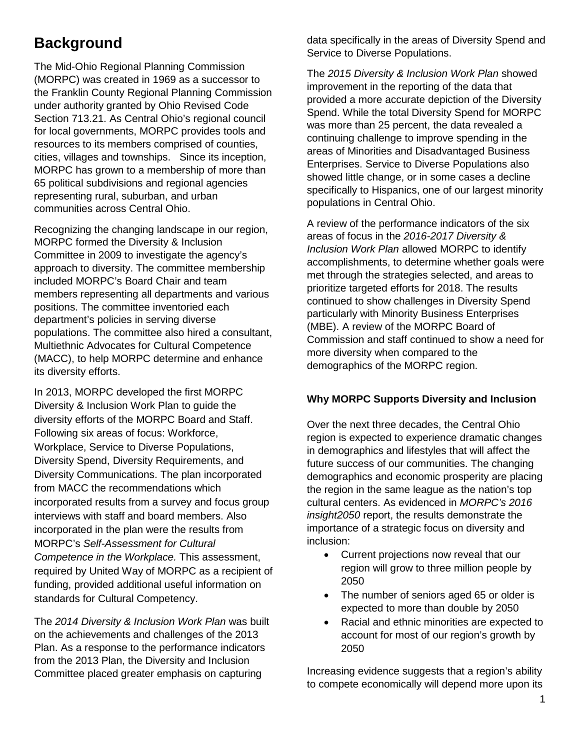# Background

The Mid-Ohio Regional Planning Commission (MORPC) was created in 1969 as a successor to the Franklin County Regional Planning Commission under authority granted by Ohio Revised Code Section 713.21. As Central Ohio's regional council for local governments, MORPC provides tools and resources to its members comprised of counties, cities, villages and townships. Since its inception, MORPC has grown to a membership of more than 65 political subdivisions and regional agencies representing rural, suburban, and urban communities across Central Ohio.

Recognizing the changing landscape in our region, MORPC formed the Diversity & Inclusion Committee in 2009 to investigate the agency's approach to diversity. The committee membership included MORPC's Board Chair and team members representing all departments and various positions. The committee inventoried each department's policies in serving diverse populations. The committee also hired a consultant, Multiethnic Advocates for Cultural Competence (MACC), to help MORPC determine and enhance its diversity efforts.

In 2013, MORPC developed the first MORPC Diversity & Inclusion Work Plan to guide the diversity efforts of the MORPC Board and Staff. Following six areas of focus: Workforce, Workplace, Service to Diverse Populations, Diversity Spend, Diversity Requirements, and Diversity Communications. The plan incorporated from MACC the recommendations which incorporated results from a survey and focus group interviews with staff and board members. Also incorporated in the plan were the results from MORPC's *Self-Assessment for Cultural Competence in the Workplace.* This assessment, required by United Way of MORPC as a recipient of funding, provided additional useful information on standards for Cultural Competency.

The *2014 Diversity & Inclusion Work Plan* was built on the achievements and challenges of the 2013 Plan. As a response to the performance indicators from the 2013 Plan, the Diversity and Inclusion Committee placed greater emphasis on capturing data specifically in the areas of Diversity Spend and Service to Diverse Populations.

The *2015 Diversity & Inclusion Work Plan* showed improvement in the reporting of the data that provided a more accurate depiction of the Diversity Spend. While the total Diversity Spend for MORPC was more than 25 percent, the data revealed a continuing challenge to improve spending in the areas of Minorities and Disadvantaged Business Enterprises. Service to Diverse Populations also showed little change, or in some cases a decline specifically to Hispanics, one of our largest minority populations in Central Ohio.

A review of the performance indicators of the six areas of focus in the *2016-2017 Diversity & Inclusion Work Plan* allowed MORPC to identify accomplishments, to determine whether goals were met through the strategies selected, and areas to prioritize targeted efforts for 2018. The results continued to show challenges in Diversity Spend particularly with Minority Business Enterprises (MBE). A review of the MORPC Board of Commission and staff continued to show a need for more diversity when compared to the demographics of the MORPC region.

### Why MORPC Supports Diversity and Inclusion

Over the next three decades, the Central Ohio region is expected to experience dramatic changes in demographics and lifestyles that will affect the future success of our communities. The changing demographics and economic prosperity are placing the region in the same league as the nation's top cultural centers. As evidenced in *MORPC's 2016 insight2050* report, the results demonstrate the importance of a strategic focus on diversity and inclusion:

- Current projections now reveal that our region will grow to three million people by 2050
- The number of seniors aged 65 or older is expected to more than double by 2050
- Racial and ethnic minorities are expected to account for most of our region's growth by 2050

Increasing evidence suggests that a region's ability to compete economically will depend more upon its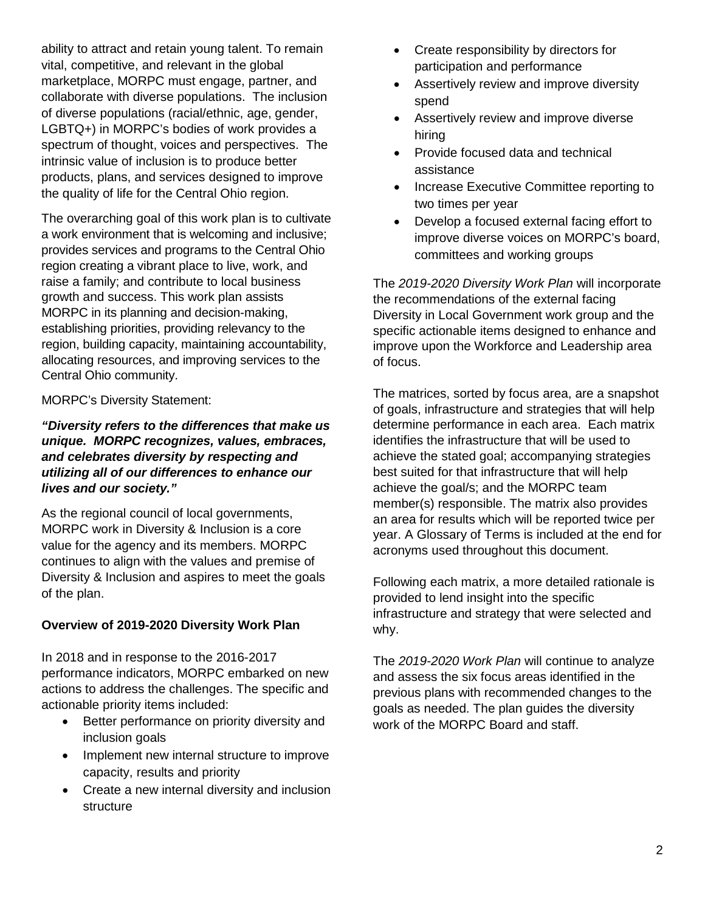ability to attract and retain young talent. To remain vital, competitive, and relevant in the global marketplace, MORPC must engage, partner, and collaborate with diverse populations. The inclusion of diverse populations (racial/ethnic, age, gender, LGBTQ+) in MORPC's bodies of work provides a spectrum of thought, voices and perspectives. The intrinsic value of inclusion is to produce better products, plans, and services designed to improve the quality of life for the Central Ohio region.

The overarching goal of this work plan is to cultivate a work environment that is welcoming and inclusive; provides services and programs to the Central Ohio region creating a vibrant place to live, work, and raise a family; and contribute to local business growth and success. This work plan assists MORPC in its planning and decision-making, establishing priorities, providing relevancy to the region, building capacity, maintaining accountability, allocating resources, and improving services to the Central Ohio community.

MORPC's Diversity Statement:

***"Diversity refers to the differences that make us unique. MORPC recognizes, values, embraces, and celebrates diversity by respecting and utilizing all of our differences to enhance our lives and our society."***

As the regional council of local governments, MORPC work in Diversity & Inclusion is a core value for the agency and its members. MORPC continues to align with the values and premise of Diversity & Inclusion and aspires to meet the goals of the plan.

**Overview of 2019-2020 Diversity Work Plan**

In 2018 and in response to the 2016-2017 performance indicators, MORPC embarked on new actions to address the challenges. The specific and actionable priority items included:

- Better performance on priority diversity and inclusion goals
- Implement new internal structure to improve capacity, results and priority
- Create a new internal diversity and inclusion structure
- Create responsibility by directors for participation and performance
- Assertively review and improve diversity spend
- Assertively review and improve diverse hiring
- Provide focused data and technical assistance
- Increase Executive Committee reporting to two times per year
- Develop a focused external facing effort to improve diverse voices on MORPC's board, committees and working groups

The *2019-2020 Diversity Work Plan* will incorporate the recommendations of the external facing Diversity in Local Government work group and the specific actionable items designed to enhance and improve upon the Workforce and Leadership area of focus.

The matrices, sorted by focus area, are a snapshot of goals, infrastructure and strategies that will help determine performance in each area. Each matrix identifies the infrastructure that will be used to achieve the stated goal; accompanying strategies best suited for that infrastructure that will help achieve the goal/s; and the MORPC team member(s) responsible. The matrix also provides an area for results which will be reported twice per year. A Glossary of Terms is included at the end for acronyms used throughout this document.

Following each matrix, a more detailed rationale is provided to lend insight into the specific infrastructure and strategy that were selected and why.

The *2019-2020 Work Plan* will continue to analyze and assess the six focus areas identified in the previous plans with recommended changes to the goals as needed. The plan guides the diversity work of the MORPC Board and staff.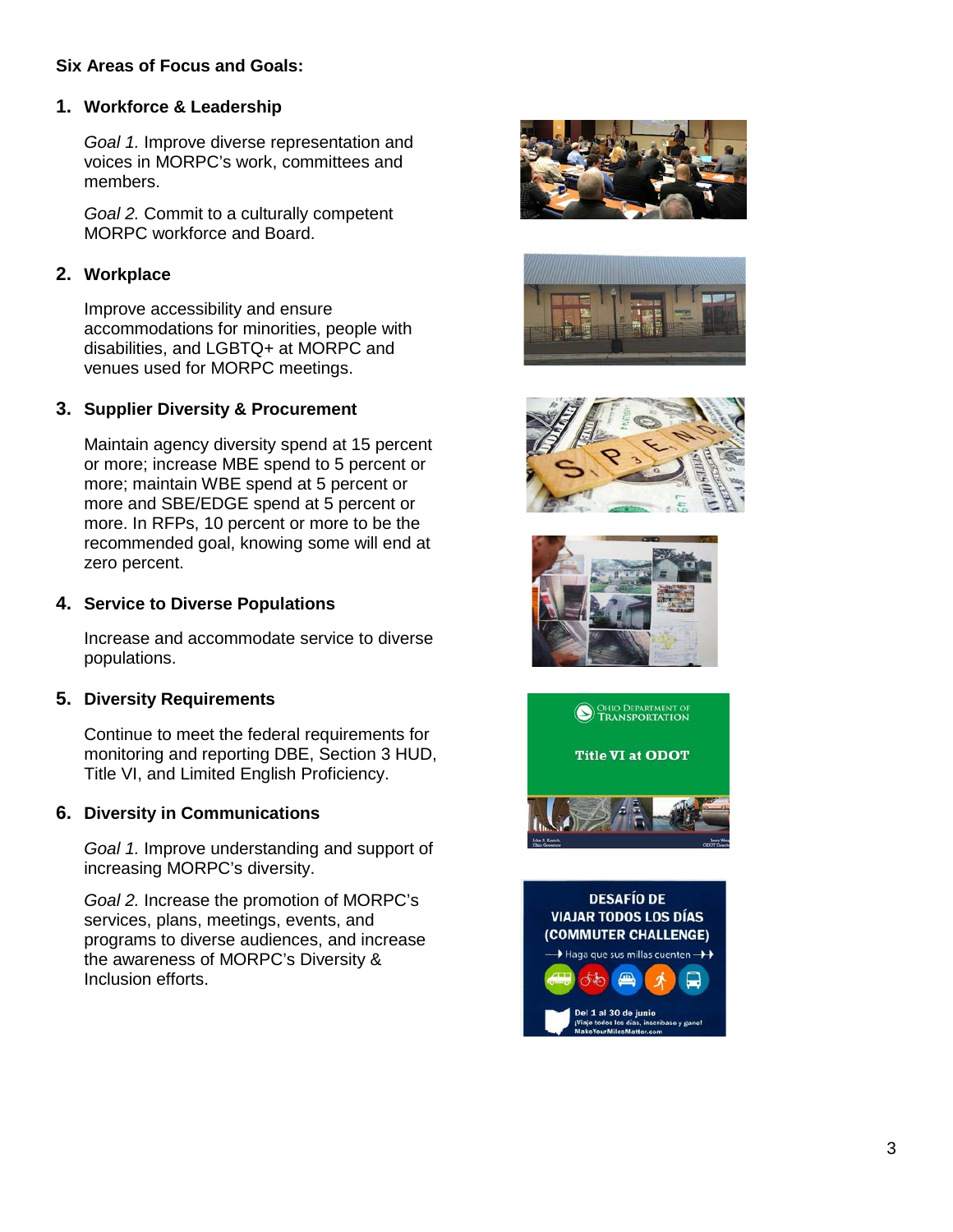**Six Areas of Focus and Goals:**

1. **Workforce & Leadership**

   *Goal 1.* Improve diverse representation and voices in MORPC's work, committees and members.

   *Goal 2.* Commit to a culturally competent MORPC workforce and Board.

2. **Workplace**

   Improve accessibility and ensure accommodations for minorities, people with disabilities, and LGBTQ+ at MORPC and venues used for MORPC meetings.

3. **Supplier Diversity & Procurement**

   Maintain agency diversity spend at 15 percent or more; increase MBE spend to 5 percent or more; maintain WBE spend at 5 percent or more and SBE/EDGE spend at 5 percent or more. In RFPs, 10 percent or more to be the recommended goal, knowing some will end at zero percent.

4. **Service to Diverse Populations**

   Increase and accommodate service to diverse populations.

5. **Diversity Requirements**

   Continue to meet the federal requirements for monitoring and reporting DBE, Section 3 HUD, Title VI, and Limited English Proficiency.

6. **Diversity in Communications**

   *Goal 1.* Improve understanding and support of increasing MORPC's diversity.

   *Goal 2.* Increase the promotion of MORPC's services, plans, meetings, events, and programs to diverse audiences, and increase the awareness of MORPC's Diversity & Inclusion efforts.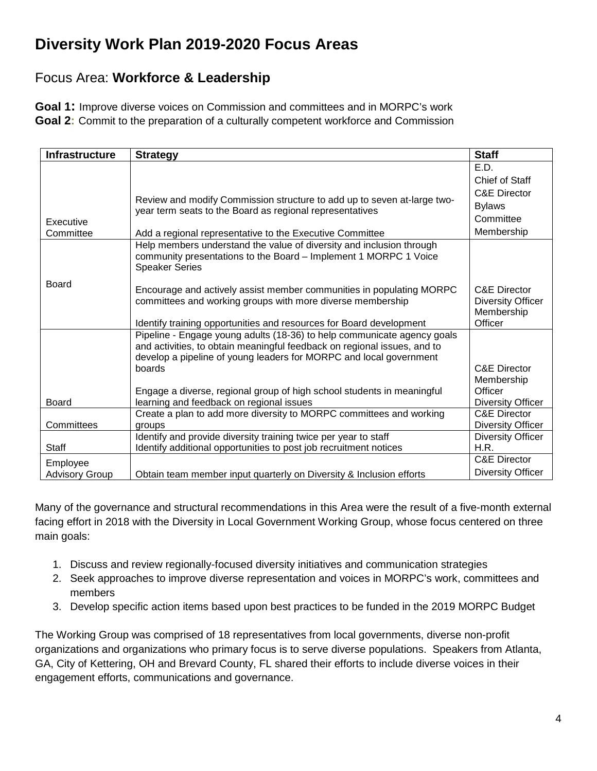# Diversity Work Plan 2019-2020 Focus Areas

## Focus Area: **Workforce & Leadership**

**Goal 1:** Improve diverse voices on Commission and committees and in MORPC's work
**Goal 2:** Commit to the preparation of a culturally competent workforce and Commission

| Infrastructure | Strategy | Staff |
|---|---|---|
| Executive Committee | Review and modify Commission structure to add up to seven at-large two-year term seats to the Board as regional representatives<br><br>Add a regional representative to the Executive Committee | E.D.<br>Chief of Staff<br>C&E Director<br>Bylaws Committee<br>Membership |
| Board | Help members understand the value of diversity and inclusion through community presentations to the Board – Implement 1 MORPC 1 Voice Speaker Series<br><br>Encourage and actively assist member communities in populating MORPC committees and working groups with more diverse membership<br><br>Identify training opportunities and resources for Board development | C&E Director<br>Diversity Officer<br>Membership Officer |
| Board | Pipeline - Engage young adults (18-36) to help communicate agency goals and activities, to obtain meaningful feedback on regional issues, and to develop a pipeline of young leaders for MORPC and local government boards<br><br>Engage a diverse, regional group of high school students in meaningful learning and feedback on regional issues | C&E Director<br>Membership Officer<br>Diversity Officer |
| Committees | Create a plan to add more diversity to MORPC committees and working groups | C&E Director<br>Diversity Officer |
| Staff | Identify and provide diversity training twice per year to staff<br>Identify additional opportunities to post job recruitment notices | Diversity Officer<br>H.R. |
| Employee Advisory Group | Obtain team member input quarterly on Diversity & Inclusion efforts | C&E Director<br>Diversity Officer |

Many of the governance and structural recommendations in this Area were the result of a five-month external facing effort in 2018 with the Diversity in Local Government Working Group, whose focus centered on three main goals:

1. Discuss and review regionally-focused diversity initiatives and communication strategies
2. Seek approaches to improve diverse representation and voices in MORPC's work, committees and members
3. Develop specific action items based upon best practices to be funded in the 2019 MORPC Budget

The Working Group was comprised of 18 representatives from local governments, diverse non-profit organizations and organizations who primary focus is to serve diverse populations. Speakers from Atlanta, GA, City of Kettering, OH and Brevard County, FL shared their efforts to include diverse voices in their engagement efforts, communications and governance.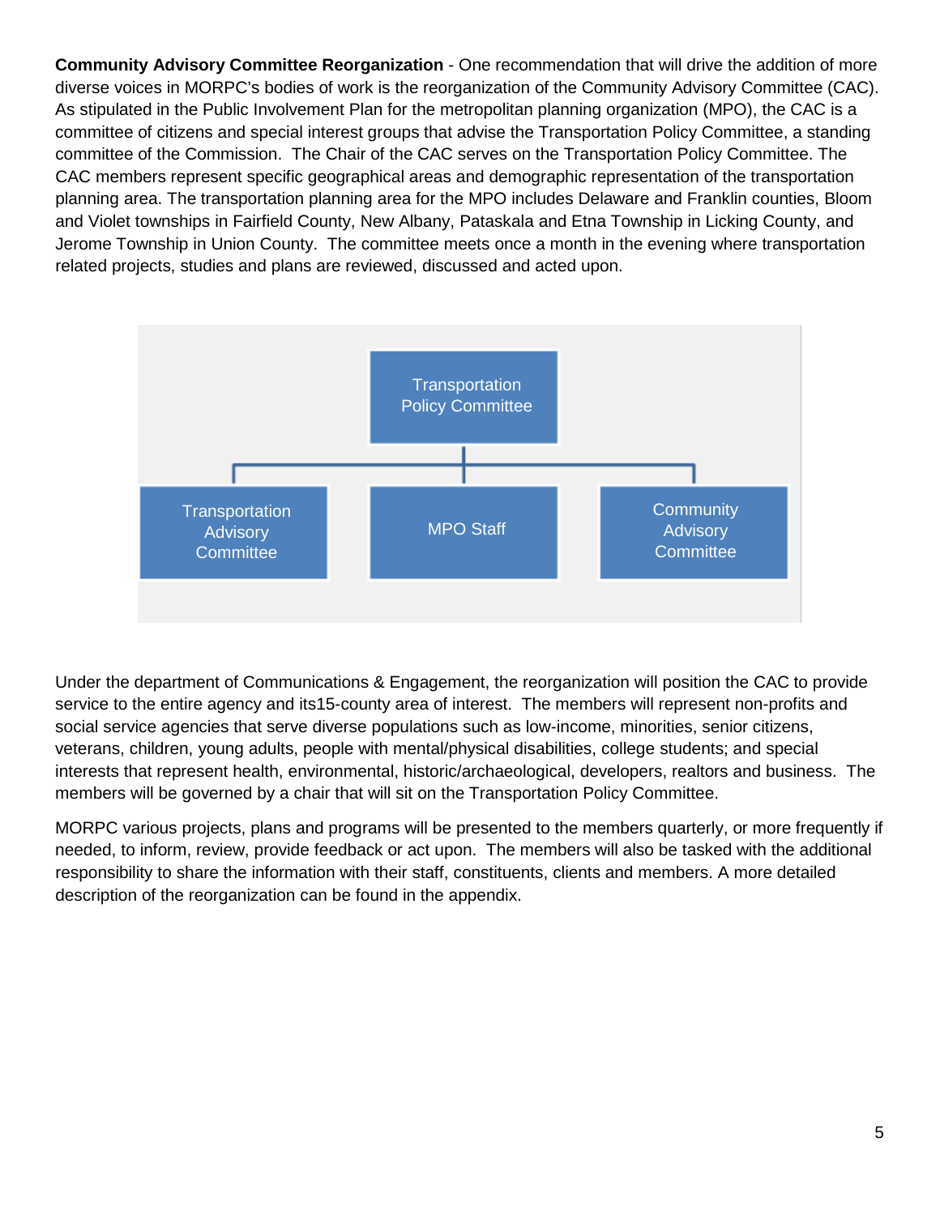**Community Advisory Committee Reorganization** - One recommendation that will drive the addition of more diverse voices in MORPC's bodies of work is the reorganization of the Community Advisory Committee (CAC). As stipulated in the Public Involvement Plan for the metropolitan planning organization (MPO), the CAC is a committee of citizens and special interest groups that advise the Transportation Policy Committee, a standing committee of the Commission. The Chair of the CAC serves on the Transportation Policy Committee. The CAC members represent specific geographical areas and demographic representation of the transportation planning area. The transportation planning area for the MPO includes Delaware and Franklin counties, Bloom and Violet townships in Fairfield County, New Albany, Pataskala and Etna Township in Licking County, and Jerome Township in Union County. The committee meets once a month in the evening where transportation related projects, studies and plans are reviewed, discussed and acted upon.

- Transportation Policy Committee
  - Transportation Advisory Committee
  - MPO Staff
  - Community Advisory Committee

Under the department of Communications & Engagement, the reorganization will position the CAC to provide service to the entire agency and its15-county area of interest. The members will represent non-profits and social service agencies that serve diverse populations such as low-income, minorities, senior citizens, veterans, children, young adults, people with mental/physical disabilities, college students; and special interests that represent health, environmental, historic/archaeological, developers, realtors and business. The members will be governed by a chair that will sit on the Transportation Policy Committee.

MORPC various projects, plans and programs will be presented to the members quarterly, or more frequently if needed, to inform, review, provide feedback or act upon. The members will also be tasked with the additional responsibility to share the information with their staff, constituents, clients and members. A more detailed description of the reorganization can be found in the appendix.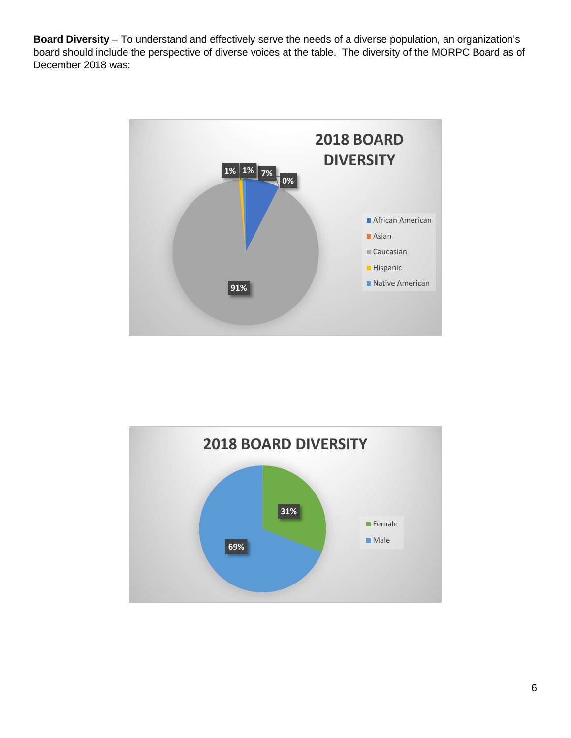**Board Diversity** – To understand and effectively serve the needs of a diverse population, an organization's board should include the perspective of diverse voices at the table. The diversity of the MORPC Board as of December 2018 was:

**2018 BOARD DIVERSITY**

| Category | Percentage |
|---|---|
| African American | 7% |
| Asian | 0% |
| Caucasian | 91% |
| Hispanic | 1% |
| Native American | 1% |

**2018 BOARD DIVERSITY**

| Category | Percentage |
|---|---|
| Female | 31% |
| Male | 69% |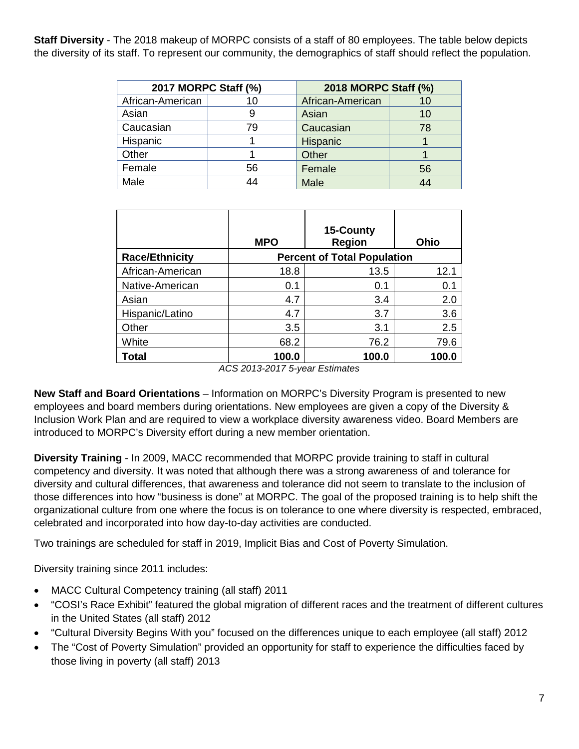**Staff Diversity** - The 2018 makeup of MORPC consists of a staff of 80 employees. The table below depicts the diversity of its staff. To represent our community, the demographics of staff should reflect the population.

| 2017 MORPC Staff (%) | | 2018 MORPC Staff (%) | |
|---|---|---|---|
| African-American | 10 | African-American | 10 |
| Asian | 9 | Asian | 10 |
| Caucasian | 79 | Caucasian | 78 |
| Hispanic | 1 | Hispanic | 1 |
| Other | 1 | Other | 1 |
| Female | 56 | Female | 56 |
| Male | 44 | Male | 44 |

| | MPO | 15-County Region | Ohio |
|---|---|---|---|
| **Race/Ethnicity** | **Percent of Total Population** | | |
| African-American | 18.8 | 13.5 | 12.1 |
| Native-American | 0.1 | 0.1 | 0.1 |
| Asian | 4.7 | 3.4 | 2.0 |
| Hispanic/Latino | 4.7 | 3.7 | 3.6 |
| Other | 3.5 | 3.1 | 2.5 |
| White | 68.2 | 76.2 | 79.6 |
| **Total** | **100.0** | **100.0** | **100.0** |

*ACS 2013-2017 5-year Estimates*

**New Staff and Board Orientations** – Information on MORPC's Diversity Program is presented to new employees and board members during orientations. New employees are given a copy of the Diversity & Inclusion Work Plan and are required to view a workplace diversity awareness video. Board Members are introduced to MORPC's Diversity effort during a new member orientation.

**Diversity Training** - In 2009, MACC recommended that MORPC provide training to staff in cultural competency and diversity. It was noted that although there was a strong awareness of and tolerance for diversity and cultural differences, that awareness and tolerance did not seem to translate to the inclusion of those differences into how "business is done" at MORPC. The goal of the proposed training is to help shift the organizational culture from one where the focus is on tolerance to one where diversity is respected, embraced, celebrated and incorporated into how day-to-day activities are conducted.

Two trainings are scheduled for staff in 2019, Implicit Bias and Cost of Poverty Simulation.

Diversity training since 2011 includes:

- MACC Cultural Competency training (all staff) 2011
- "COSI's Race Exhibit" featured the global migration of different races and the treatment of different cultures in the United States (all staff) 2012
- "Cultural Diversity Begins With you" focused on the differences unique to each employee (all staff) 2012
- The "Cost of Poverty Simulation" provided an opportunity for staff to experience the difficulties faced by those living in poverty (all staff) 2013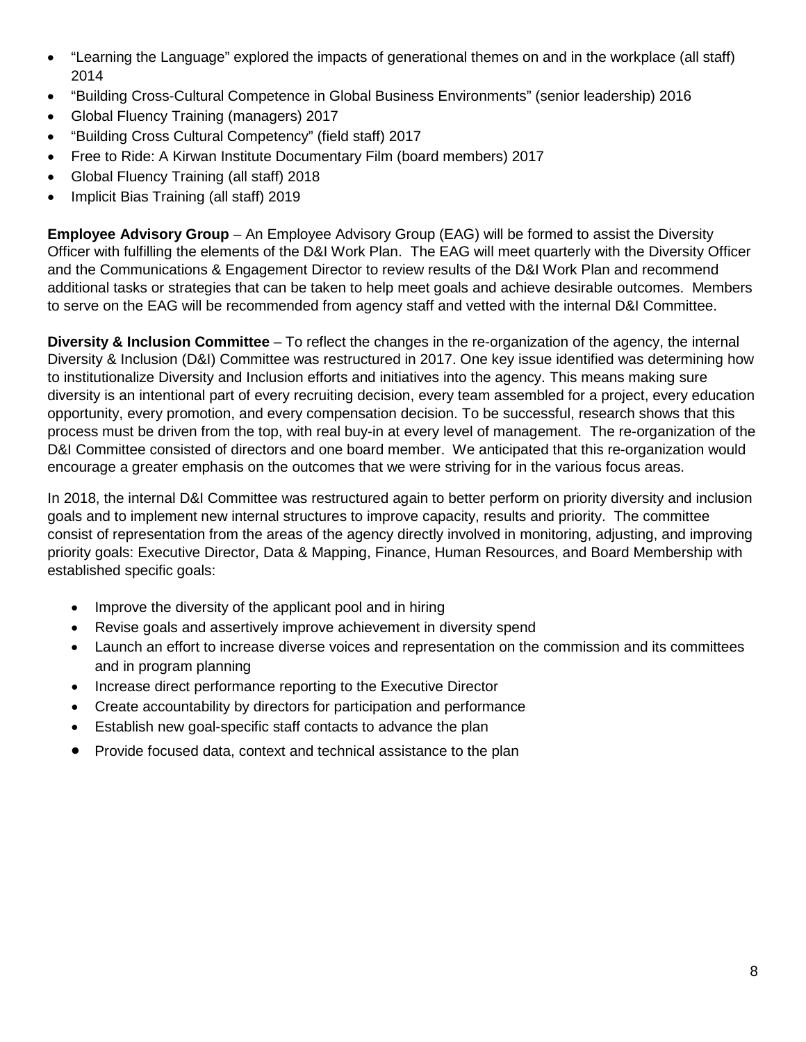- "Learning the Language" explored the impacts of generational themes on and in the workplace (all staff) 2014
- "Building Cross-Cultural Competence in Global Business Environments" (senior leadership) 2016
- Global Fluency Training (managers) 2017
- "Building Cross Cultural Competency" (field staff) 2017
- Free to Ride: A Kirwan Institute Documentary Film (board members) 2017
- Global Fluency Training (all staff) 2018
- Implicit Bias Training (all staff) 2019

**Employee Advisory Group** – An Employee Advisory Group (EAG) will be formed to assist the Diversity Officer with fulfilling the elements of the D&I Work Plan. The EAG will meet quarterly with the Diversity Officer and the Communications & Engagement Director to review results of the D&I Work Plan and recommend additional tasks or strategies that can be taken to help meet goals and achieve desirable outcomes. Members to serve on the EAG will be recommended from agency staff and vetted with the internal D&I Committee.

**Diversity & Inclusion Committee** – To reflect the changes in the re-organization of the agency, the internal Diversity & Inclusion (D&I) Committee was restructured in 2017. One key issue identified was determining how to institutionalize Diversity and Inclusion efforts and initiatives into the agency. This means making sure diversity is an intentional part of every recruiting decision, every team assembled for a project, every education opportunity, every promotion, and every compensation decision. To be successful, research shows that this process must be driven from the top, with real buy-in at every level of management. The re-organization of the D&I Committee consisted of directors and one board member. We anticipated that this re-organization would encourage a greater emphasis on the outcomes that we were striving for in the various focus areas.

In 2018, the internal D&I Committee was restructured again to better perform on priority diversity and inclusion goals and to implement new internal structures to improve capacity, results and priority. The committee consist of representation from the areas of the agency directly involved in monitoring, adjusting, and improving priority goals: Executive Director, Data & Mapping, Finance, Human Resources, and Board Membership with established specific goals:

- Improve the diversity of the applicant pool and in hiring
- Revise goals and assertively improve achievement in diversity spend
- Launch an effort to increase diverse voices and representation on the commission and its committees and in program planning
- Increase direct performance reporting to the Executive Director
- Create accountability by directors for participation and performance
- Establish new goal-specific staff contacts to advance the plan
- Provide focused data, context and technical assistance to the plan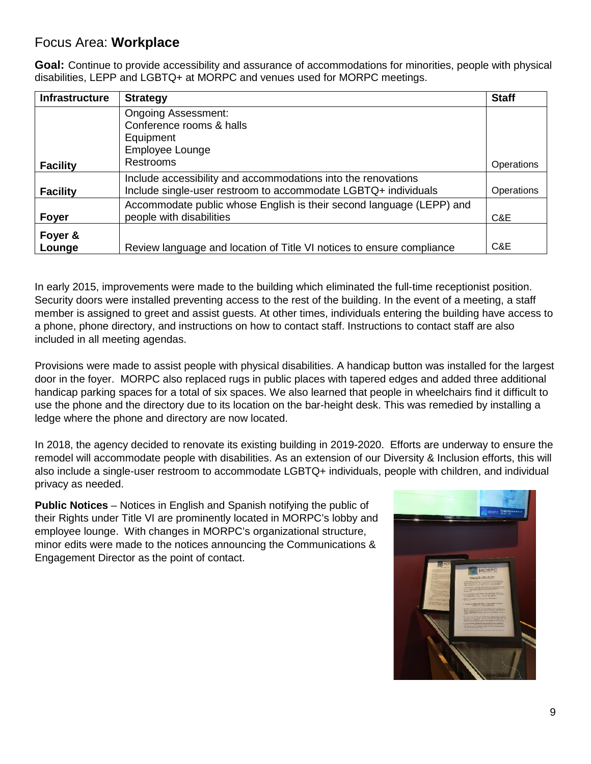## Focus Area: **Workplace**

**Goal:** Continue to provide accessibility and assurance of accommodations for minorities, people with physical disabilities, LEPP and LGBTQ+ at MORPC and venues used for MORPC meetings.

| Infrastructure | Strategy | Staff |
|---|---|---|
| **Facility** | Ongoing Assessment:<br>Conference rooms & halls<br>Equipment<br>Employee Lounge<br>Restrooms | Operations |
| **Facility** | Include accessibility and accommodations into the renovations<br>Include single-user restroom to accommodate LGBTQ+ individuals | Operations |
| **Foyer** | Accommodate public whose English is their second language (LEPP) and people with disabilities | C&E |
| **Foyer & Lounge** | Review language and location of Title VI notices to ensure compliance | C&E |

In early 2015, improvements were made to the building which eliminated the full-time receptionist position. Security doors were installed preventing access to the rest of the building. In the event of a meeting, a staff member is assigned to greet and assist guests. At other times, individuals entering the building have access to a phone, phone directory, and instructions on how to contact staff. Instructions to contact staff are also included in all meeting agendas.

Provisions were made to assist people with physical disabilities. A handicap button was installed for the largest door in the foyer. MORPC also replaced rugs in public places with tapered edges and added three additional handicap parking spaces for a total of six spaces. We also learned that people in wheelchairs find it difficult to use the phone and the directory due to its location on the bar-height desk. This was remedied by installing a ledge where the phone and directory are now located.

In 2018, the agency decided to renovate its existing building in 2019-2020. Efforts are underway to ensure the remodel will accommodate people with disabilities. As an extension of our Diversity & Inclusion efforts, this will also include a single-user restroom to accommodate LGBTQ+ individuals, people with children, and individual privacy as needed.

**Public Notices** – Notices in English and Spanish notifying the public of their Rights under Title VI are prominently located in MORPC's lobby and employee lounge. With changes in MORPC's organizational structure, minor edits were made to the notices announcing the Communications & Engagement Director as the point of contact.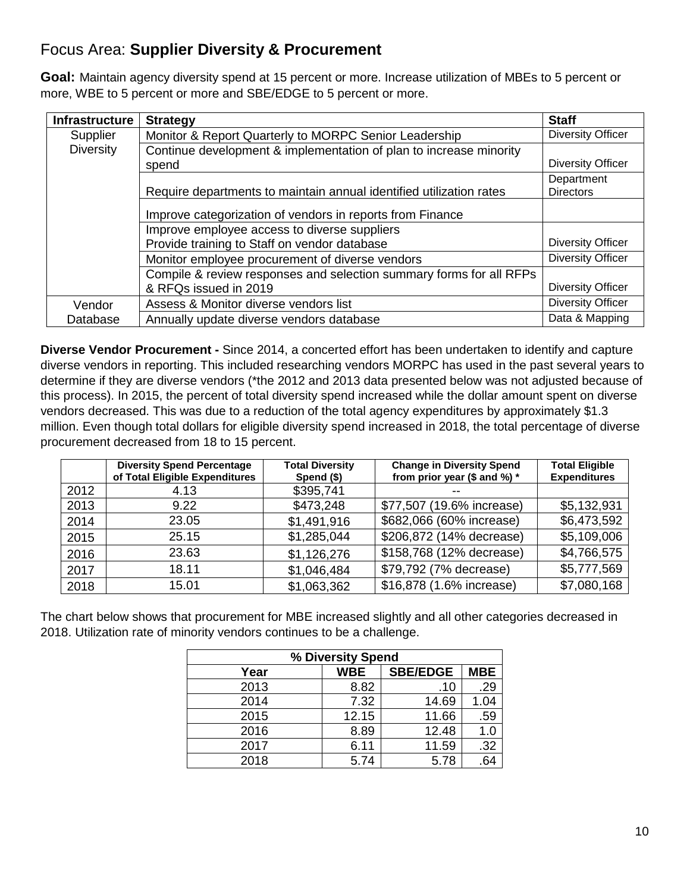## Focus Area: **Supplier Diversity & Procurement**

**Goal:** Maintain agency diversity spend at 15 percent or more. Increase utilization of MBEs to 5 percent or more, WBE to 5 percent or more and SBE/EDGE to 5 percent or more.

| Infrastructure | Strategy | Staff |
|---|---|---|
| Supplier Diversity | Monitor & Report Quarterly to MORPC Senior Leadership | Diversity Officer |
| | Continue development & implementation of plan to increase minority spend | Diversity Officer |
| | Require departments to maintain annual identified utilization rates | Department Directors |
| | Improve categorization of vendors in reports from Finance | |
| | Improve employee access to diverse suppliers<br>Provide training to Staff on vendor database | Diversity Officer |
| | Monitor employee procurement of diverse vendors | Diversity Officer |
| | Compile & review responses and selection summary forms for all RFPs & RFQs issued in 2019 | Diversity Officer |
| Vendor Database | Assess & Monitor diverse vendors list | Diversity Officer |
| | Annually update diverse vendors database | Data & Mapping |

**Diverse Vendor Procurement -** Since 2014, a concerted effort has been undertaken to identify and capture diverse vendors in reporting. This included researching vendors MORPC has used in the past several years to determine if they are diverse vendors (*the 2012 and 2013 data presented below was not adjusted because of this process). In 2015, the percent of total diversity spend increased while the dollar amount spent on diverse vendors decreased. This was due to a reduction of the total agency expenditures by approximately $1.3 million. Even though total dollars for eligible diversity spend increased in 2018, the total percentage of diverse procurement decreased from 18 to 15 percent.

| | Diversity Spend Percentage of Total Eligible Expenditures | Total Diversity Spend ($) | Change in Diversity Spend from prior year ($ and %) * | Total Eligible Expenditures |
|---|---|---|---|---|
| 2012 | 4.13 | $395,741 | -- | |
| 2013 | 9.22 | $473,248 | $77,507 (19.6% increase) | $5,132,931 |
| 2014 | 23.05 | $1,491,916 | $682,066 (60% increase) | $6,473,592 |
| 2015 | 25.15 | $1,285,044 | $206,872 (14% decrease) | $5,109,006 |
| 2016 | 23.63 | $1,126,276 | $158,768 (12% decrease) | $4,766,575 |
| 2017 | 18.11 | $1,046,484 | $79,792 (7% decrease) | $5,777,569 |
| 2018 | 15.01 | $1,063,362 | $16,878 (1.6% increase) | $7,080,168 |

The chart below shows that procurement for MBE increased slightly and all other categories decreased in 2018. Utilization rate of minority vendors continues to be a challenge.

| % Diversity Spend | | | |
|---|---|---|---|
| Year | WBE | SBE/EDGE | MBE |
| 2013 | 8.82 | .10 | .29 |
| 2014 | 7.32 | 14.69 | 1.04 |
| 2015 | 12.15 | 11.66 | .59 |
| 2016 | 8.89 | 12.48 | 1.0 |
| 2017 | 6.11 | 11.59 | .32 |
| 2018 | 5.74 | 5.78 | .64 |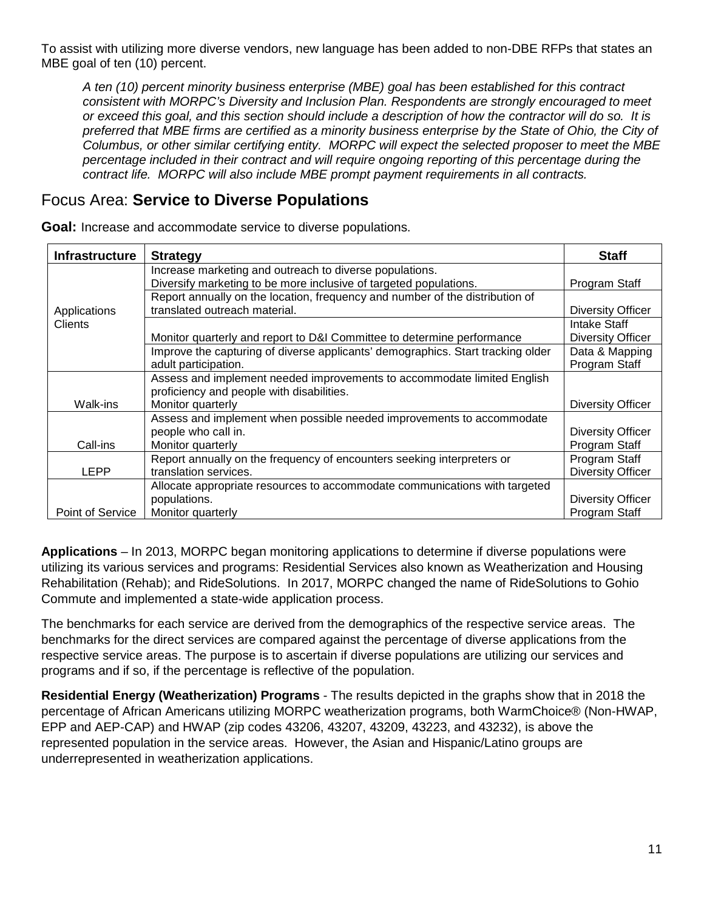To assist with utilizing more diverse vendors, new language has been added to non-DBE RFPs that states an MBE goal of ten (10) percent.

> *A ten (10) percent minority business enterprise (MBE) goal has been established for this contract consistent with MORPC's Diversity and Inclusion Plan. Respondents are strongly encouraged to meet or exceed this goal, and this section should include a description of how the contractor will do so. It is preferred that MBE firms are certified as a minority business enterprise by the State of Ohio, the City of Columbus, or other similar certifying entity. MORPC will expect the selected proposer to meet the MBE percentage included in their contract and will require ongoing reporting of this percentage during the contract life. MORPC will also include MBE prompt payment requirements in all contracts.*

## Focus Area: **Service to Diverse Populations**

**Goal:** Increase and accommodate service to diverse populations.

| Infrastructure | Strategy | Staff |
|---|---|---|
| Applications Clients | Increase marketing and outreach to diverse populations. Diversify marketing to be more inclusive of targeted populations. | Program Staff |
| | Report annually on the location, frequency and number of the distribution of translated outreach material. | Diversity Officer |
| | Monitor quarterly and report to D&I Committee to determine performance | Intake Staff Diversity Officer |
| | Improve the capturing of diverse applicants' demographics. Start tracking older adult participation. | Data & Mapping Program Staff |
| Walk-ins | Assess and implement needed improvements to accommodate limited English proficiency and people with disabilities. Monitor quarterly | Diversity Officer |
| Call-ins | Assess and implement when possible needed improvements to accommodate people who call in. Monitor quarterly | Diversity Officer Program Staff |
| LEPP | Report annually on the frequency of encounters seeking interpreters or translation services. | Program Staff Diversity Officer |
| Point of Service | Allocate appropriate resources to accommodate communications with targeted populations. Monitor quarterly | Diversity Officer Program Staff |

**Applications** – In 2013, MORPC began monitoring applications to determine if diverse populations were utilizing its various services and programs: Residential Services also known as Weatherization and Housing Rehabilitation (Rehab); and RideSolutions. In 2017, MORPC changed the name of RideSolutions to Gohio Commute and implemented a state-wide application process.

The benchmarks for each service are derived from the demographics of the respective service areas. The benchmarks for the direct services are compared against the percentage of diverse applications from the respective service areas. The purpose is to ascertain if diverse populations are utilizing our services and programs and if so, if the percentage is reflective of the population.

**Residential Energy (Weatherization) Programs** - The results depicted in the graphs show that in 2018 the percentage of African Americans utilizing MORPC weatherization programs, both WarmChoice® (Non-HWAP, EPP and AEP-CAP) and HWAP (zip codes 43206, 43207, 43209, 43223, and 43232), is above the represented population in the service areas. However, the Asian and Hispanic/Latino groups are underrepresented in weatherization applications.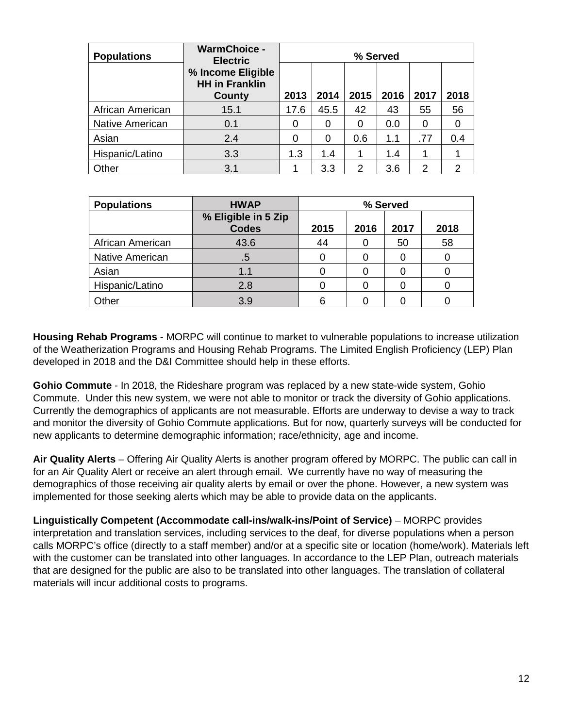| Populations | WarmChoice - Electric % Income Eligible HH in Franklin County | % Served | | | | | |
|---|---|---|---|---|---|---|---|
| | | 2013 | 2014 | 2015 | 2016 | 2017 | 2018 |
| African American | 15.1 | 17.6 | 45.5 | 42 | 43 | 55 | 56 |
| Native American | 0.1 | 0 | 0 | 0 | 0.0 | 0 | 0 |
| Asian | 2.4 | 0 | 0 | 0.6 | 1.1 | .77 | 0.4 |
| Hispanic/Latino | 3.3 | 1.3 | 1.4 | 1 | 1.4 | 1 | 1 |
| Other | 3.1 | 1 | 3.3 | 2 | 3.6 | 2 | 2 |

| Populations | HWAP % Eligible in 5 Zip Codes | % Served | | | |
|---|---|---|---|---|---|
| | | 2015 | 2016 | 2017 | 2018 |
| African American | 43.6 | 44 | 0 | 50 | 58 |
| Native American | .5 | 0 | 0 | 0 | 0 |
| Asian | 1.1 | 0 | 0 | 0 | 0 |
| Hispanic/Latino | 2.8 | 0 | 0 | 0 | 0 |
| Other | 3.9 | 6 | 0 | 0 | 0 |

**Housing Rehab Programs** - MORPC will continue to market to vulnerable populations to increase utilization of the Weatherization Programs and Housing Rehab Programs. The Limited English Proficiency (LEP) Plan developed in 2018 and the D&I Committee should help in these efforts.

**Gohio Commute** - In 2018, the Rideshare program was replaced by a new state-wide system, Gohio Commute. Under this new system, we were not able to monitor or track the diversity of Gohio applications. Currently the demographics of applicants are not measurable. Efforts are underway to devise a way to track and monitor the diversity of Gohio Commute applications. But for now, quarterly surveys will be conducted for new applicants to determine demographic information; race/ethnicity, age and income.

**Air Quality Alerts** – Offering Air Quality Alerts is another program offered by MORPC. The public can call in for an Air Quality Alert or receive an alert through email. We currently have no way of measuring the demographics of those receiving air quality alerts by email or over the phone. However, a new system was implemented for those seeking alerts which may be able to provide data on the applicants.

**Linguistically Competent (Accommodate call-ins/walk-ins/Point of Service)** – MORPC provides interpretation and translation services, including services to the deaf, for diverse populations when a person calls MORPC's office (directly to a staff member) and/or at a specific site or location (home/work). Materials left with the customer can be translated into other languages. In accordance to the LEP Plan, outreach materials that are designed for the public are also to be translated into other languages. The translation of collateral materials will incur additional costs to programs.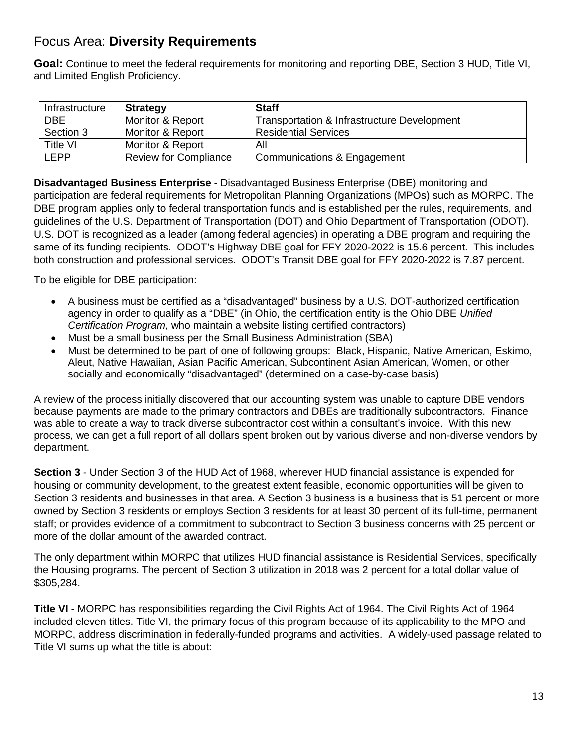## Focus Area: **Diversity Requirements**

**Goal:** Continue to meet the federal requirements for monitoring and reporting DBE, Section 3 HUD, Title VI, and Limited English Proficiency.

| Infrastructure | **Strategy** | **Staff** |
|---|---|---|
| DBE | Monitor & Report | Transportation & Infrastructure Development |
| Section 3 | Monitor & Report | Residential Services |
| Title VI | Monitor & Report | All |
| LEPP | Review for Compliance | Communications & Engagement |

**Disadvantaged Business Enterprise** - Disadvantaged Business Enterprise (DBE) monitoring and participation are federal requirements for Metropolitan Planning Organizations (MPOs) such as MORPC. The DBE program applies only to federal transportation funds and is established per the rules, requirements, and guidelines of the U.S. Department of Transportation (DOT) and Ohio Department of Transportation (ODOT). U.S. DOT is recognized as a leader (among federal agencies) in operating a DBE program and requiring the same of its funding recipients. ODOT's Highway DBE goal for FFY 2020-2022 is 15.6 percent. This includes both construction and professional services. ODOT's Transit DBE goal for FFY 2020-2022 is 7.87 percent.

To be eligible for DBE participation:

- A business must be certified as a "disadvantaged" business by a U.S. DOT-authorized certification agency in order to qualify as a "DBE" (in Ohio, the certification entity is the Ohio DBE *Unified Certification Program*, who maintain a website listing certified contractors)
- Must be a small business per the Small Business Administration (SBA)
- Must be determined to be part of one of following groups: Black, Hispanic, Native American, Eskimo, Aleut, Native Hawaiian, Asian Pacific American, Subcontinent Asian American, Women, or other socially and economically "disadvantaged" (determined on a case-by-case basis)

A review of the process initially discovered that our accounting system was unable to capture DBE vendors because payments are made to the primary contractors and DBEs are traditionally subcontractors. Finance was able to create a way to track diverse subcontractor cost within a consultant's invoice. With this new process, we can get a full report of all dollars spent broken out by various diverse and non-diverse vendors by department.

**Section 3** - Under Section 3 of the HUD Act of 1968, wherever HUD financial assistance is expended for housing or community development, to the greatest extent feasible, economic opportunities will be given to Section 3 residents and businesses in that area. A Section 3 business is a business that is 51 percent or more owned by Section 3 residents or employs Section 3 residents for at least 30 percent of its full-time, permanent staff; or provides evidence of a commitment to subcontract to Section 3 business concerns with 25 percent or more of the dollar amount of the awarded contract.

The only department within MORPC that utilizes HUD financial assistance is Residential Services, specifically the Housing programs. The percent of Section 3 utilization in 2018 was 2 percent for a total dollar value of $305,284.

**Title VI** - MORPC has responsibilities regarding the Civil Rights Act of 1964. The Civil Rights Act of 1964 included eleven titles. Title VI, the primary focus of this program because of its applicability to the MPO and MORPC, address discrimination in federally-funded programs and activities. A widely-used passage related to Title VI sums up what the title is about: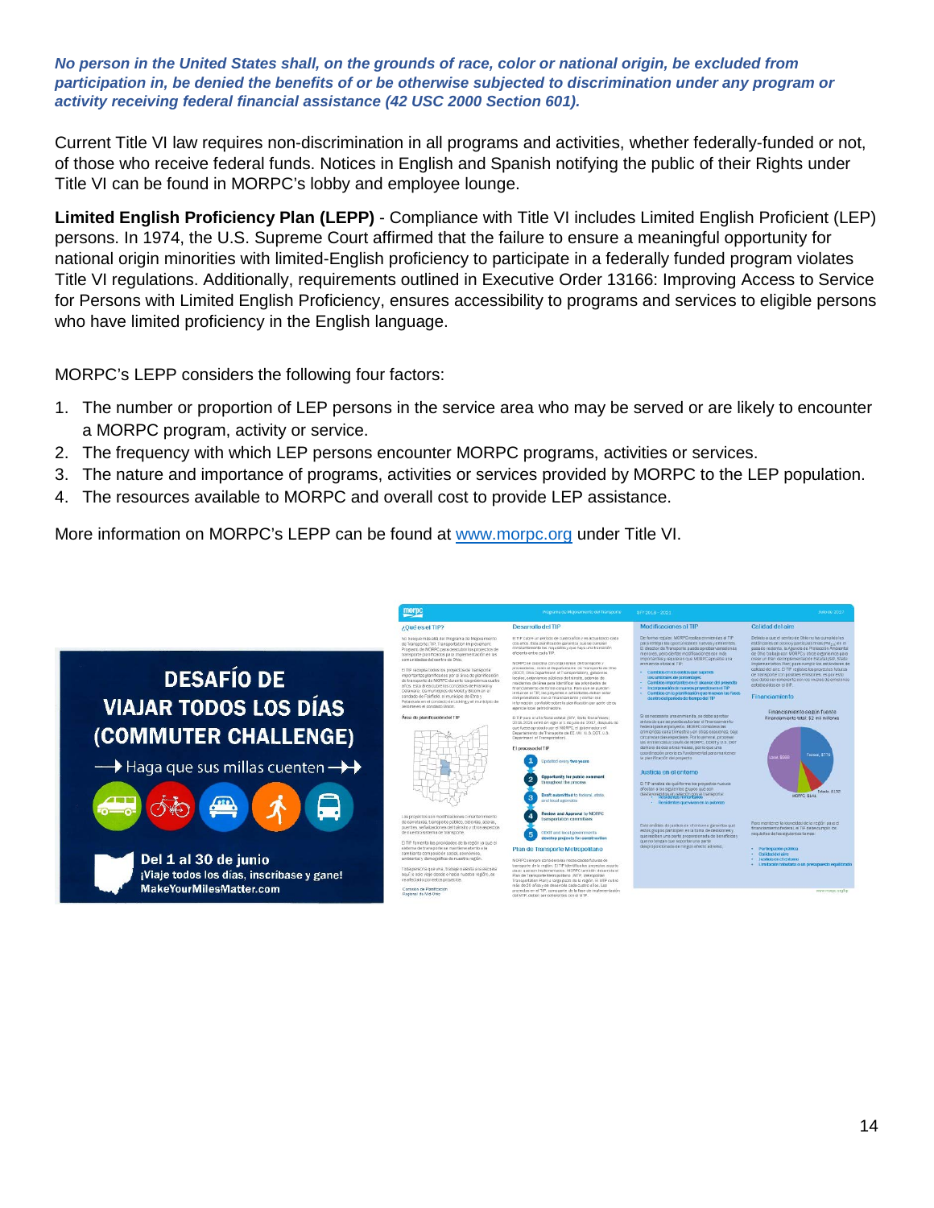***No person in the United States shall, on the grounds of race, color or national origin, be excluded from participation in, be denied the benefits of or be otherwise subjected to discrimination under any program or activity receiving federal financial assistance (42 USC 2000 Section 601).***

Current Title VI law requires non-discrimination in all programs and activities, whether federally-funded or not, of those who receive federal funds. Notices in English and Spanish notifying the public of their Rights under Title VI can be found in MORPC's lobby and employee lounge.

**Limited English Proficiency Plan (LEPP)** - Compliance with Title VI includes Limited English Proficient (LEP) persons. In 1974, the U.S. Supreme Court affirmed that the failure to ensure a meaningful opportunity for national origin minorities with limited-English proficiency to participate in a federally funded program violates Title VI regulations. Additionally, requirements outlined in Executive Order 13166: Improving Access to Service for Persons with Limited English Proficiency, ensures accessibility to programs and services to eligible persons who have limited proficiency in the English language.

MORPC's LEPP considers the following four factors:

1. The number or proportion of LEP persons in the service area who may be served or are likely to encounter a MORPC program, activity or service.
2. The frequency with which LEP persons encounter MORPC programs, activities or services.
3. The nature and importance of programs, activities or services provided by MORPC to the LEP population.
4. The resources available to MORPC and overall cost to provide LEP assistance.

More information on MORPC's LEPP can be found at www.morpc.org under Title VI.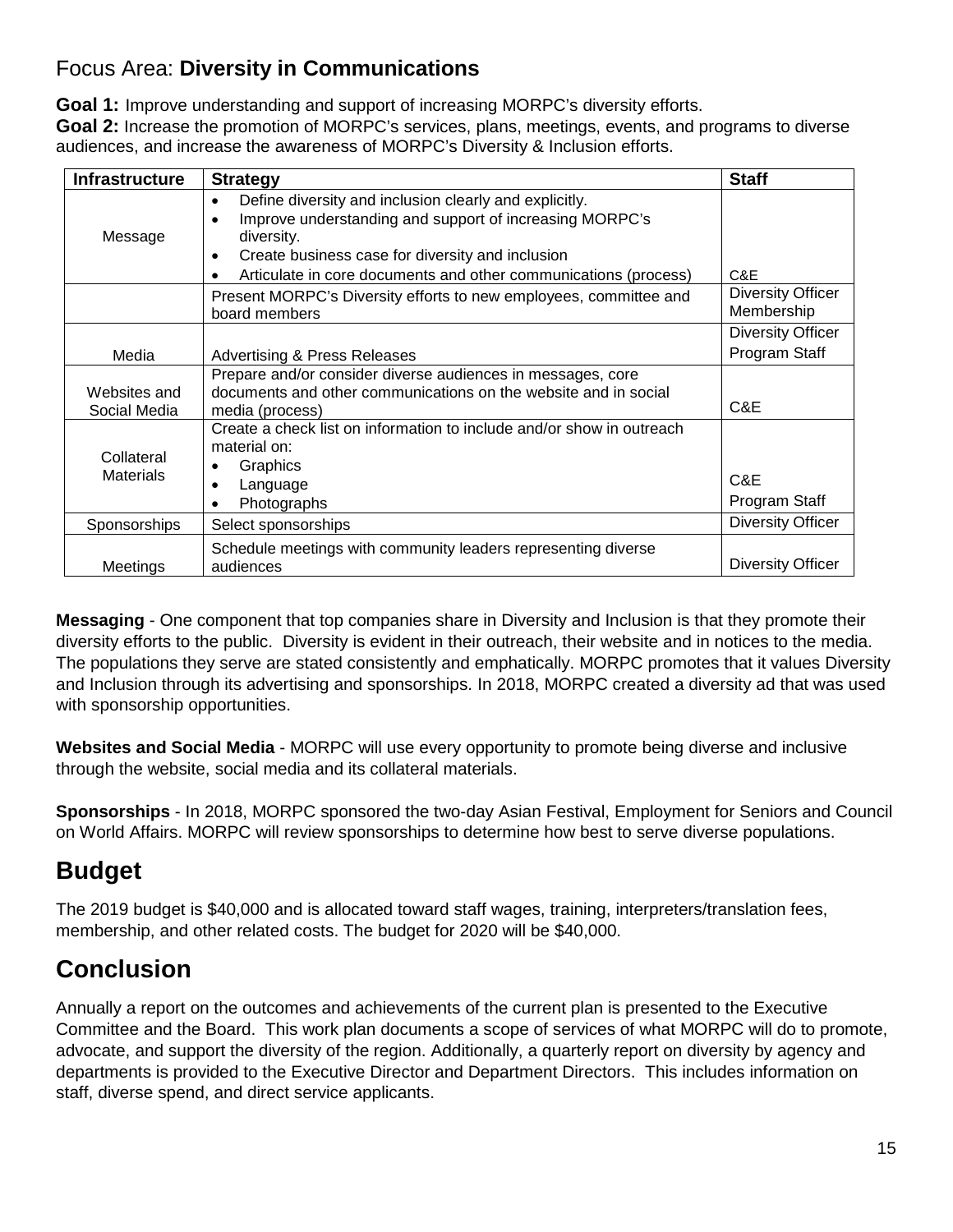## Focus Area: **Diversity in Communications**

**Goal 1:** Improve understanding and support of increasing MORPC's diversity efforts.
**Goal 2:** Increase the promotion of MORPC's services, plans, meetings, events, and programs to diverse audiences, and increase the awareness of MORPC's Diversity & Inclusion efforts.

| Infrastructure | Strategy | Staff |
|---|---|---|
| Message | • Define diversity and inclusion clearly and explicitly. <br> • Improve understanding and support of increasing MORPC's diversity. <br> • Create business case for diversity and inclusion <br> • Articulate in core documents and other communications (process) | C&E |
| | Present MORPC's Diversity efforts to new employees, committee and board members | Diversity Officer Membership |
| Media | Advertising & Press Releases | Diversity Officer Program Staff |
| Websites and Social Media | Prepare and/or consider diverse audiences in messages, core documents and other communications on the website and in social media (process) | C&E |
| Collateral Materials | Create a check list on information to include and/or show in outreach material on: <br> • Graphics <br> • Language <br> • Photographs | C&E <br> Program Staff |
| Sponsorships | Select sponsorships | Diversity Officer |
| Meetings | Schedule meetings with community leaders representing diverse audiences | Diversity Officer |

**Messaging** - One component that top companies share in Diversity and Inclusion is that they promote their diversity efforts to the public. Diversity is evident in their outreach, their website and in notices to the media. The populations they serve are stated consistently and emphatically. MORPC promotes that it values Diversity and Inclusion through its advertising and sponsorships. In 2018, MORPC created a diversity ad that was used with sponsorship opportunities.

**Websites and Social Media** - MORPC will use every opportunity to promote being diverse and inclusive through the website, social media and its collateral materials.

**Sponsorships** - In 2018, MORPC sponsored the two-day Asian Festival, Employment for Seniors and Council on World Affairs. MORPC will review sponsorships to determine how best to serve diverse populations.

# Budget

The 2019 budget is $40,000 and is allocated toward staff wages, training, interpreters/translation fees, membership, and other related costs. The budget for 2020 will be $40,000.

# Conclusion

Annually a report on the outcomes and achievements of the current plan is presented to the Executive Committee and the Board. This work plan documents a scope of services of what MORPC will do to promote, advocate, and support the diversity of the region. Additionally, a quarterly report on diversity by agency and departments is provided to the Executive Director and Department Directors. This includes information on staff, diverse spend, and direct service applicants.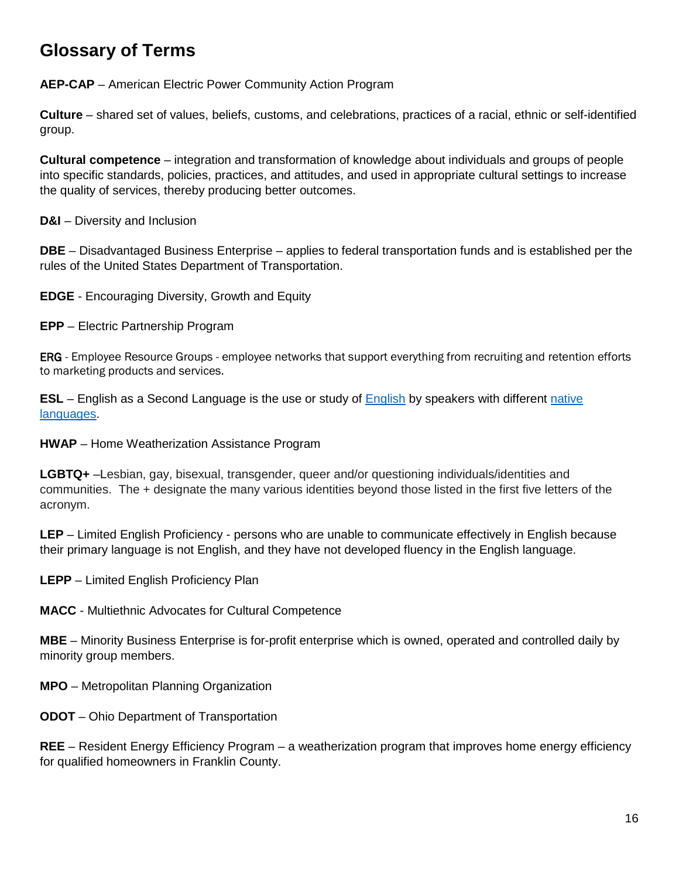## Glossary of Terms

**AEP-CAP** – American Electric Power Community Action Program

**Culture** – shared set of values, beliefs, customs, and celebrations, practices of a racial, ethnic or self-identified group.

**Cultural competence** – integration and transformation of knowledge about individuals and groups of people into specific standards, policies, practices, and attitudes, and used in appropriate cultural settings to increase the quality of services, thereby producing better outcomes.

**D&I** – Diversity and Inclusion

**DBE** – Disadvantaged Business Enterprise – applies to federal transportation funds and is established per the rules of the United States Department of Transportation.

**EDGE** - Encouraging Diversity, Growth and Equity

**EPP** – Electric Partnership Program

**ERG** - Employee Resource Groups - employee networks that support everything from recruiting and retention efforts to marketing products and services.

**ESL** – English as a Second Language is the use or study of English by speakers with different native languages.

**HWAP** – Home Weatherization Assistance Program

**LGBTQ+** –Lesbian, gay, bisexual, transgender, queer and/or questioning individuals/identities and communities. The + designate the many various identities beyond those listed in the first five letters of the acronym.

**LEP** – Limited English Proficiency - persons who are unable to communicate effectively in English because their primary language is not English, and they have not developed fluency in the English language.

**LEPP** – Limited English Proficiency Plan

**MACC** - Multiethnic Advocates for Cultural Competence

**MBE** – Minority Business Enterprise is for-profit enterprise which is owned, operated and controlled daily by minority group members.

**MPO** – Metropolitan Planning Organization

**ODOT** – Ohio Department of Transportation

**REE** – Resident Energy Efficiency Program – a weatherization program that improves home energy efficiency for qualified homeowners in Franklin County.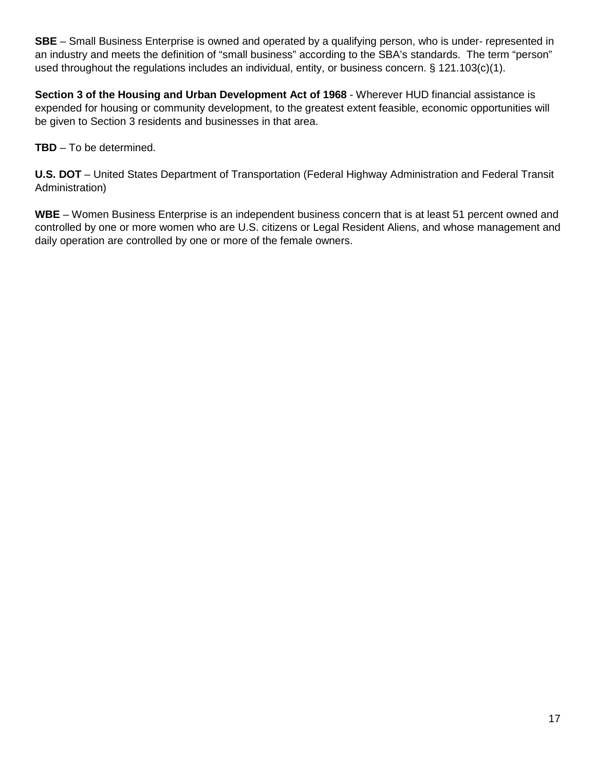**SBE** – Small Business Enterprise is owned and operated by a qualifying person, who is under- represented in an industry and meets the definition of “small business” according to the SBA’s standards.  The term “person” used throughout the regulations includes an individual, entity, or business concern. § 121.103(c)(1).

**Section 3 of the Housing and Urban Development Act of 1968** - Wherever HUD financial assistance is expended for housing or community development, to the greatest extent feasible, economic opportunities will be given to Section 3 residents and businesses in that area.

**TBD** – To be determined.

**U.S. DOT** – United States Department of Transportation (Federal Highway Administration and Federal Transit Administration)

**WBE** – Women Business Enterprise is an independent business concern that is at least 51 percent owned and controlled by one or more women who are U.S. citizens or Legal Resident Aliens, and whose management and daily operation are controlled by one or more of the female owners.